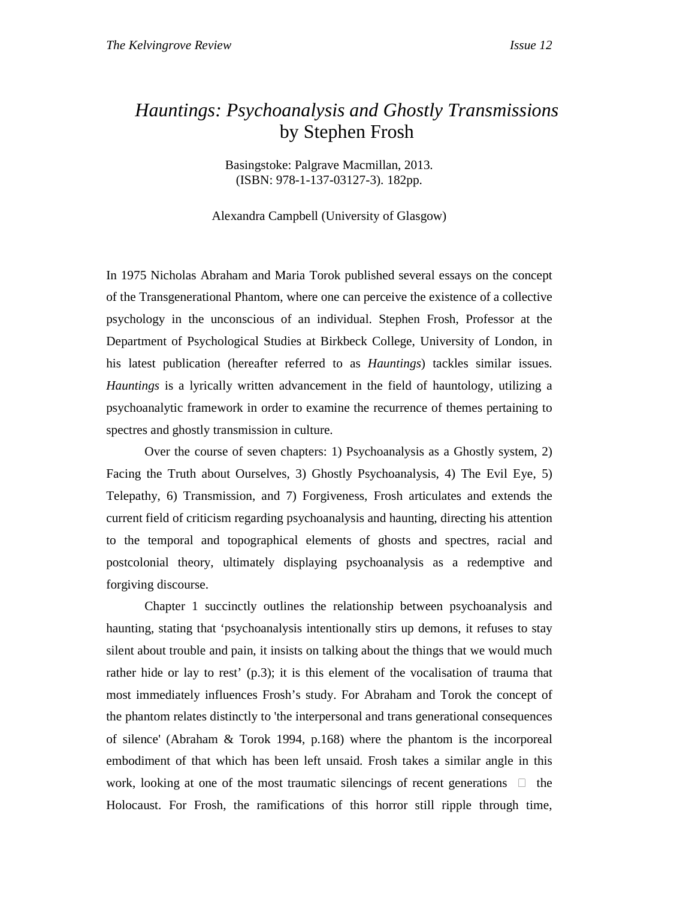# *Hauntings: Psychoanalysis and Ghostly Transmissions* by Stephen Frosh

Basingstoke: Palgrave Macmillan, 2013.
(ISBN: 978-1-137-03127-3). 182pp.

Alexandra Campbell (University of Glasgow)

In 1975 Nicholas Abraham and Maria Torok published several essays on the concept of the Transgenerational Phantom, where one can perceive the existence of a collective psychology in the unconscious of an individual. Stephen Frosh, Professor at the Department of Psychological Studies at Birkbeck College, University of London, in his latest publication (hereafter referred to as *Hauntings*) tackles similar issues. *Hauntings* is a lyrically written advancement in the field of hauntology, utilizing a psychoanalytic framework in order to examine the recurrence of themes pertaining to spectres and ghostly transmission in culture.

Over the course of seven chapters: 1) Psychoanalysis as a Ghostly system, 2) Facing the Truth about Ourselves, 3) Ghostly Psychoanalysis, 4) The Evil Eye, 5) Telepathy, 6) Transmission, and 7) Forgiveness, Frosh articulates and extends the current field of criticism regarding psychoanalysis and haunting, directing his attention to the temporal and topographical elements of ghosts and spectres, racial and postcolonial theory, ultimately displaying psychoanalysis as a redemptive and forgiving discourse.

Chapter 1 succinctly outlines the relationship between psychoanalysis and haunting, stating that 'psychoanalysis intentionally stirs up demons, it refuses to stay silent about trouble and pain, it insists on talking about the things that we would much rather hide or lay to rest' (p.3); it is this element of the vocalisation of trauma that most immediately influences Frosh's study. For Abraham and Torok the concept of the phantom relates distinctly to 'the interpersonal and trans generational consequences of silence' (Abraham & Torok 1994, p.168) where the phantom is the incorporeal embodiment of that which has been left unsaid. Frosh takes a similar angle in this work, looking at one of the most traumatic silencings of recent generations  the Holocaust. For Frosh, the ramifications of this horror still ripple through time,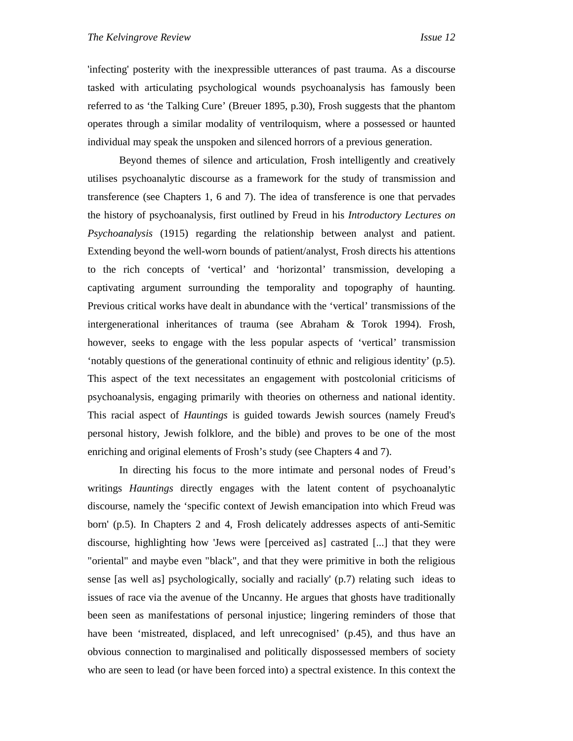'infecting' posterity with the inexpressible utterances of past trauma. As a discourse tasked with articulating psychological wounds psychoanalysis has famously been referred to as ‘the Talking Cure’ (Breuer 1895, p.30), Frosh suggests that the phantom operates through a similar modality of ventriloquism, where a possessed or haunted individual may speak the unspoken and silenced horrors of a previous generation.

Beyond themes of silence and articulation, Frosh intelligently and creatively utilises psychoanalytic discourse as a framework for the study of transmission and transference (see Chapters 1, 6 and 7). The idea of transference is one that pervades the history of psychoanalysis, first outlined by Freud in his *Introductory Lectures on Psychoanalysis* (1915) regarding the relationship between analyst and patient. Extending beyond the well-worn bounds of patient/analyst, Frosh directs his attentions to the rich concepts of ‘vertical’ and ‘horizontal’ transmission, developing a captivating argument surrounding the temporality and topography of haunting. Previous critical works have dealt in abundance with the ‘vertical’ transmissions of the intergenerational inheritances of trauma (see Abraham & Torok 1994). Frosh, however, seeks to engage with the less popular aspects of ‘vertical’ transmission ‘notably questions of the generational continuity of ethnic and religious identity’ (p.5). This aspect of the text necessitates an engagement with postcolonial criticisms of psychoanalysis, engaging primarily with theories on otherness and national identity. This racial aspect of *Hauntings* is guided towards Jewish sources (namely Freud's personal history, Jewish folklore, and the bible) and proves to be one of the most enriching and original elements of Frosh’s study (see Chapters 4 and 7).

In directing his focus to the more intimate and personal nodes of Freud’s writings *Hauntings* directly engages with the latent content of psychoanalytic discourse, namely the ‘specific context of Jewish emancipation into which Freud was born' (p.5). In Chapters 2 and 4, Frosh delicately addresses aspects of anti-Semitic discourse, highlighting how 'Jews were [perceived as] castrated [...] that they were "oriental" and maybe even "black", and that they were primitive in both the religious sense [as well as] psychologically, socially and racially' (p.7) relating such ideas to issues of race via the avenue of the Uncanny. He argues that ghosts have traditionally been seen as manifestations of personal injustice; lingering reminders of those that have been ‘mistreated, displaced, and left unrecognised’ (p.45), and thus have an obvious connection to marginalised and politically dispossessed members of society who are seen to lead (or have been forced into) a spectral existence. In this context the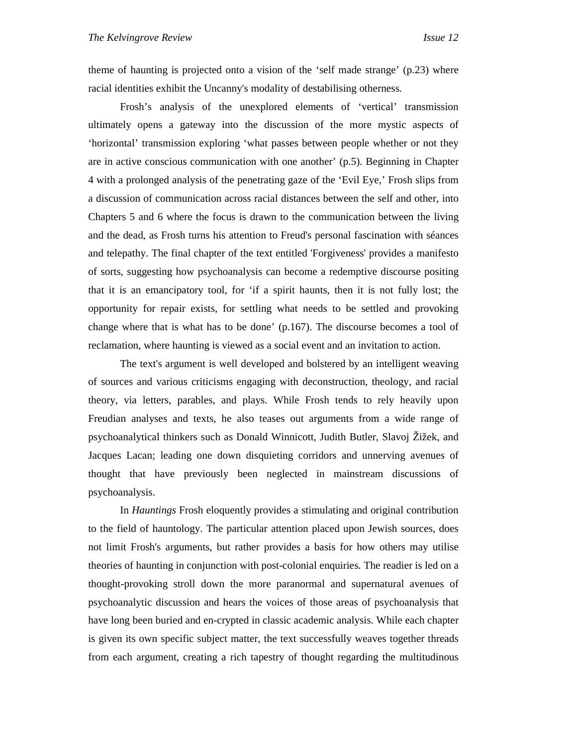theme of haunting is projected onto a vision of the 'self made strange' (p.23) where racial identities exhibit the Uncanny's modality of destabilising otherness.

Frosh's analysis of the unexplored elements of 'vertical' transmission ultimately opens a gateway into the discussion of the more mystic aspects of 'horizontal' transmission exploring 'what passes between people whether or not they are in active conscious communication with one another' (p.5). Beginning in Chapter 4 with a prolonged analysis of the penetrating gaze of the 'Evil Eye,' Frosh slips from a discussion of communication across racial distances between the self and other, into Chapters 5 and 6 where the focus is drawn to the communication between the living and the dead, as Frosh turns his attention to Freud's personal fascination with séances and telepathy. The final chapter of the text entitled 'Forgiveness' provides a manifesto of sorts, suggesting how psychoanalysis can become a redemptive discourse positing that it is an emancipatory tool, for 'if a spirit haunts, then it is not fully lost; the opportunity for repair exists, for settling what needs to be settled and provoking change where that is what has to be done' (p.167). The discourse becomes a tool of reclamation, where haunting is viewed as a social event and an invitation to action.

The text's argument is well developed and bolstered by an intelligent weaving of sources and various criticisms engaging with deconstruction, theology, and racial theory, via letters, parables, and plays. While Frosh tends to rely heavily upon Freudian analyses and texts, he also teases out arguments from a wide range of psychoanalytical thinkers such as Donald Winnicott, Judith Butler, Slavoj Žižek, and Jacques Lacan; leading one down disquieting corridors and unnerving avenues of thought that have previously been neglected in mainstream discussions of psychoanalysis.

In *Hauntings* Frosh eloquently provides a stimulating and original contribution to the field of hauntology. The particular attention placed upon Jewish sources, does not limit Frosh's arguments, but rather provides a basis for how others may utilise theories of haunting in conjunction with post-colonial enquiries. The readier is led on a thought-provoking stroll down the more paranormal and supernatural avenues of psychoanalytic discussion and hears the voices of those areas of psychoanalysis that have long been buried and en-crypted in classic academic analysis. While each chapter is given its own specific subject matter, the text successfully weaves together threads from each argument, creating a rich tapestry of thought regarding the multitudinous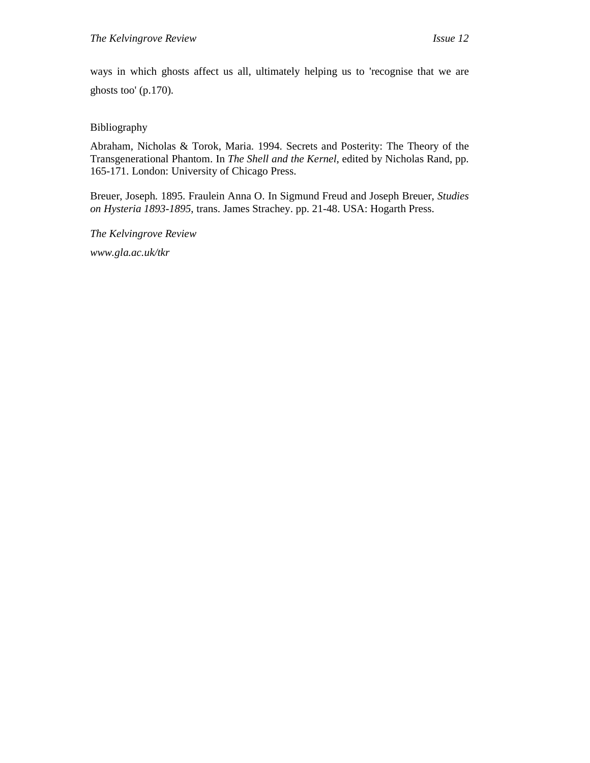ways in which ghosts affect us all, ultimately helping us to 'recognise that we are ghosts too' (p.170).

## Bibliography

Abraham, Nicholas & Torok, Maria. 1994. Secrets and Posterity: The Theory of the Transgenerational Phantom. In *The Shell and the Kernel*, edited by Nicholas Rand, pp. 165-171. London: University of Chicago Press.

Breuer, Joseph. 1895. Fraulein Anna O. In Sigmund Freud and Joseph Breuer, *Studies on Hysteria 1893-1895*, trans. James Strachey. pp. 21-48. USA: Hogarth Press.

*The Kelvingrove Review*

*www.gla.ac.uk/tkr*